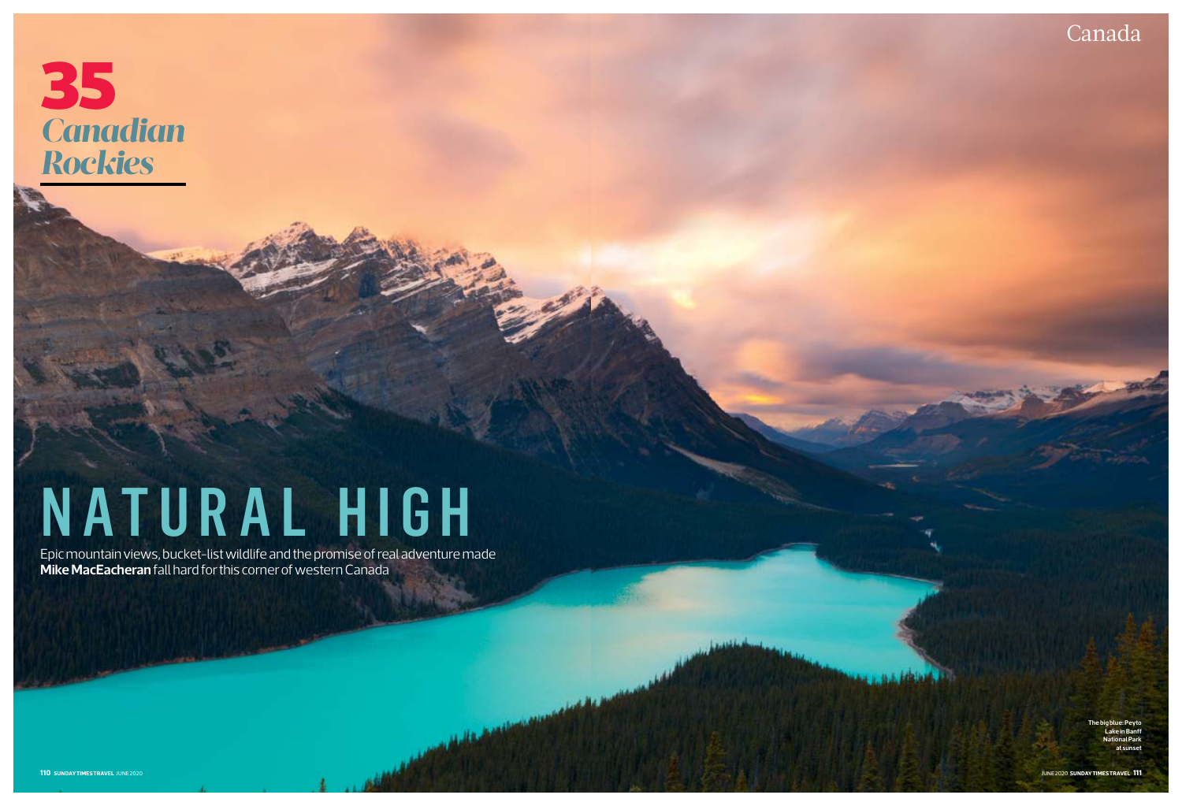# 35 *Canadian Rockies*

# NATURAL HIGH

Epic mountain views, bucket-list wildlife and the promise of real adventure made **Mike MacEacheran** fall hard for this corner of western Canada

The big blue: Peyto Lake in Banff National Park at sunset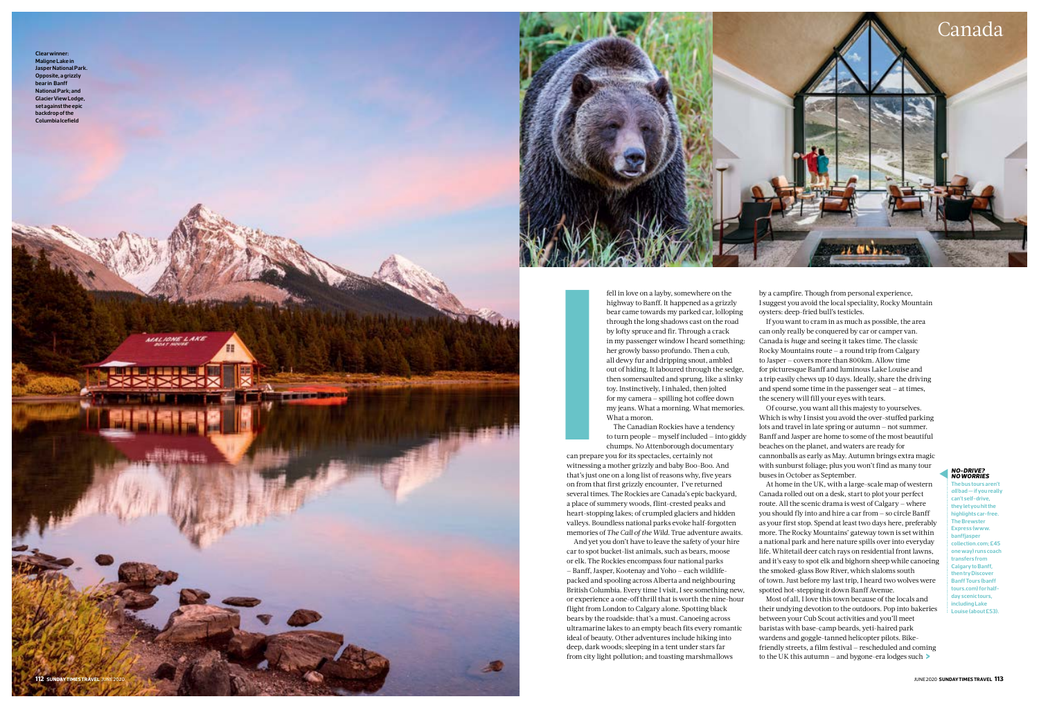# Canada

**Clear winner: Maligne Lake in Jasper National Park. Opposite, a grizzly bear in Banff National Park; and Glacier View Lodge, set against the epic backdrop of the Columbia Icefield**

I fell in love on a layby, somewhere on the highway to Banff. It happened as a grizzly bear came towards my parked car, lolloping through the long shadows cast on the road by lofty spruce and fir. Through a crack in my passenger window I heard something: her growly basso profundo. Then a cub, all dewy fur and dripping snout, ambled out of hiding. It laboured through the sedge, then somersaulted and sprung, like a slinky toy. Instinctively, I inhaled, then jolted for my camera – spilling hot coffee down my jeans. What a morning. What memories. What a moron.

The Canadian Rockies have a tendency to turn people – myself included – into giddy chumps. No Attenborough documentary can prepare you for its spectacles, certainly not witnessing a mother grizzly and baby Boo-Boo. And that's just one on a long list of reasons why, five years on from that first grizzly encounter, I've returned several times. The Rockies are Canada's epic backyard, a place of summery woods, flint-crested peaks and heart-stopping lakes; of crumpled glaciers and hidden valleys. Boundless national parks evoke half-forgotten memories of *The Call of the Wild*. True adventure awaits.

And yet you don't have to leave the safety of your hire car to spot bucket-list animals, such as bears, moose or elk. The Rockies encompass four national parks – Banff, Jasper, Kootenay and Yoho – each wildlife-packed and spooling across Alberta and neighbouring British Columbia. Every time I visit, I see something new, or experience a one-off thrill that is worth the nine-hour flight from London to Calgary alone. Spotting black bears by the roadside: that's a must. Canoeing across ultramarine lakes to an empty beach fits every romantic ideal of beauty. Other adventures include hiking into deep, dark woods; sleeping in a tent under stars far from city light pollution; and toasting marshmallows by a campfire. Though from personal experience, I suggest you avoid the local speciality, Rocky Mountain oysters: deep-fried bull's testicles.

If you want to cram in as much as possible, the area can only really be conquered by car or camper van. Canada is *huge* and seeing it takes time. The classic Rocky Mountains route – a round trip from Calgary to Jasper – covers more than 800km. Allow time for picturesque Banff and luminous Lake Louise and a trip easily chews up 10 days. Ideally, share the driving and spend some time in the passenger seat – at times, the scenery will fill your eyes with tears.

Of course, you want all this majesty to yourselves. Which is why I insist you avoid the over-stuffed parking lots and travel in late spring or autumn – not summer. Banff and Jasper are home to some of the most beautiful beaches on the planet, and waters are ready for cannonballs as early as May. Autumn brings extra magic with sunburst foliage; plus you won't find as many tour buses in October as September.

At home in the UK, with a large-scale map of western Canada rolled out on a desk, start to plot your perfect route. All the scenic drama is west of Calgary – where you should fly into and hire a car from – so circle Banff as your first stop. Spend at least two days here, preferably more. The Rocky Mountains' gateway town is set within a national park and here nature spills over into everyday life. Whitetail deer catch rays on residential front lawns, and it's easy to spot elk and bighorn sheep while canoeing the smoked-glass Bow River, which slaloms south of town. Just before my last trip, I heard two wolves were spotted hot-stepping it down Banff Avenue.

Most of all, I love this town because of the locals and their undying devotion to the outdoors. Pop into bakeries between your Cub Scout activities and you'll meet baristas with base-camp beards, yeti-haired park wardens and goggle-tanned helicopter pilots. Bike-friendly streets, a film festival – rescheduled and coming to the UK this autumn – and bygone-era lodges such

**NO-DRIVE? NO WORRIES**

The bus tours aren't all bad – if you really can't self-drive, they let you hit the highlights car-free. The Brewster Express (www.banffjaspercollection.com; £45 one way) runs coach transfers from Calgary to Banff, then try Discover Banff Tours (banfftours.com) for half-day scenic tours, including Lake Louise (about £53).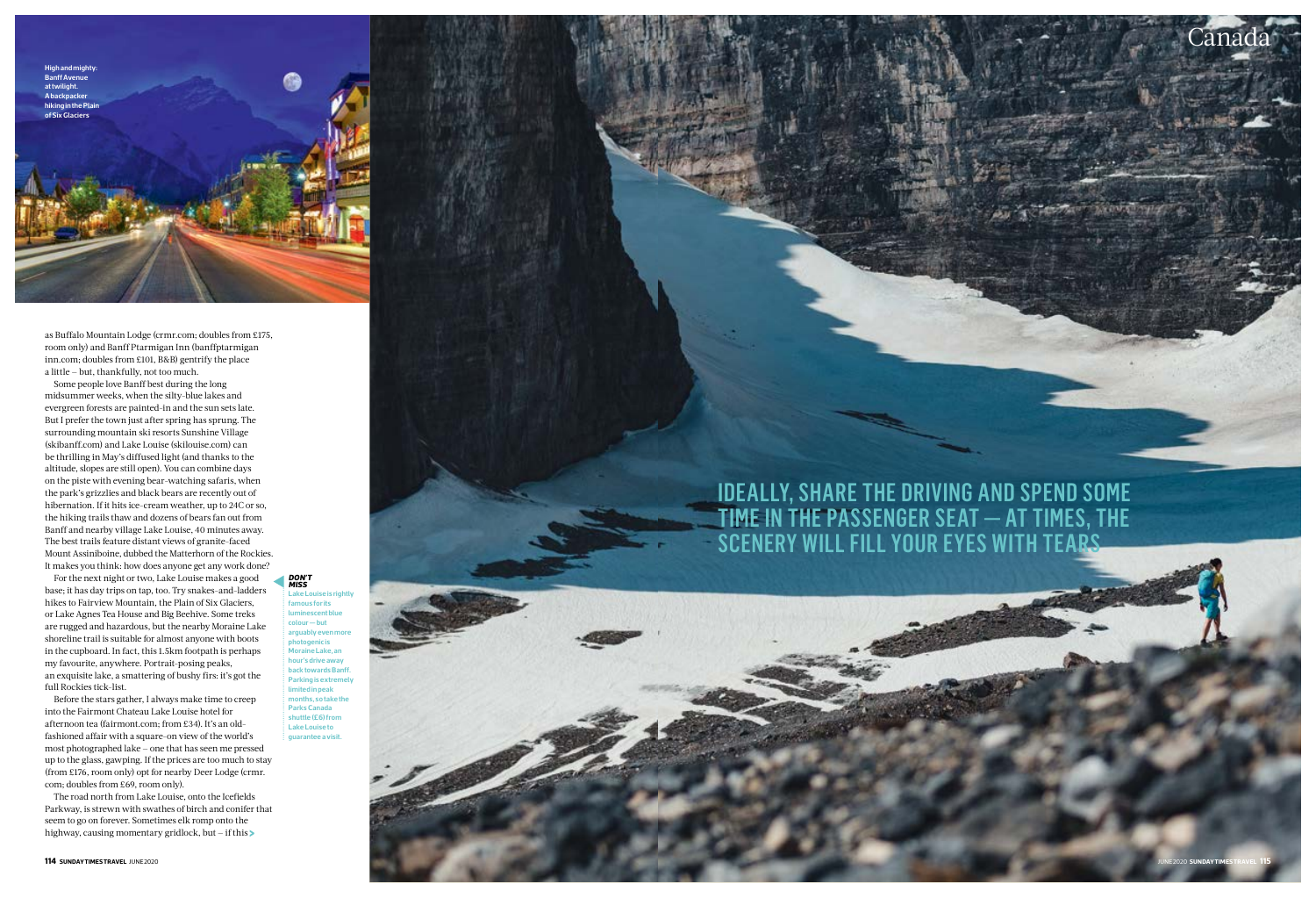High and mighty: Banff Avenue at twilight. A backpacker hiking in the Plain of Six Glaciers

as Buffalo Mountain Lodge (crmr.com; doubles from £175, room only) and Banff Ptarmigan Inn (banffptarmigan inn.com; doubles from £101, B&B) gentrify the place a little — but, thankfully, not too much.

Some people love Banff best during the long midsummer weeks, when the silty-blue lakes and evergreen forests are painted-in and the sun sets late. But I prefer the town just after spring has sprung. The surrounding mountain ski resorts Sunshine Village (skibanff.com) and Lake Louise (skilouise.com) can be thrilling in May's diffused light (and thanks to the altitude, slopes are still open). You can combine days on the piste with evening bear-watching safaris, when the park's grizzlies and black bears are recently out of hibernation. If it hits ice-cream weather, up to 24C or so, the hiking trails thaw and dozens of bears fan out from Banff and nearby village Lake Louise, 40 minutes away. The best trails feature distant views of granite-faced Mount Assiniboine, dubbed the Matterhorn of the Rockies. It makes you think: how does anyone get any work done?

For the next night or two, Lake Louise makes a good base; it has day trips on tap, too. Try snakes-and-ladders hikes to Fairview Mountain, the Plain of Six Glaciers, or Lake Agnes Tea House and Big Beehive. Some treks are rugged and hazardous, but the nearby Moraine Lake shoreline trail is suitable for almost anyone with boots in the cupboard. In fact, this 1.5km footpath is perhaps my favourite, anywhere. Portrait-posing peaks, an exquisite lake, a smattering of bushy firs: it's got the full Rockies tick-list.

Before the stars gather, I always make time to creep into the Fairmont Chateau Lake Louise hotel for afternoon tea (fairmont.com; from £34). It's an old-fashioned affair with a square-on view of the world's most photographed lake — one that has seen me pressed up to the glass, gawping. If the prices are too much to stay (from £176, room only) opt for nearby Deer Lodge (crmr.com; doubles from £69, room only).

The road north from Lake Louise, onto the Icefields Parkway, is strewn with swathes of birch and conifer that seem to go on forever. Sometimes elk romp onto the highway, causing momentary gridlock, but — if this

***DON'T MISS***
Lake Louise is rightly famous for its luminescent blue colour — but arguably even more photogenic is Moraine Lake, an hour's drive away back towards Banff. Parking is extremely limited in peak months, so take the Parks Canada shuttle (£6) from Lake Louise to guarantee a visit.

## IDEALLY, SHARE THE DRIVING AND SPEND SOME TIME IN THE PASSENGER SEAT — AT TIMES, THE SCENERY WILL FILL YOUR EYES WITH TEARS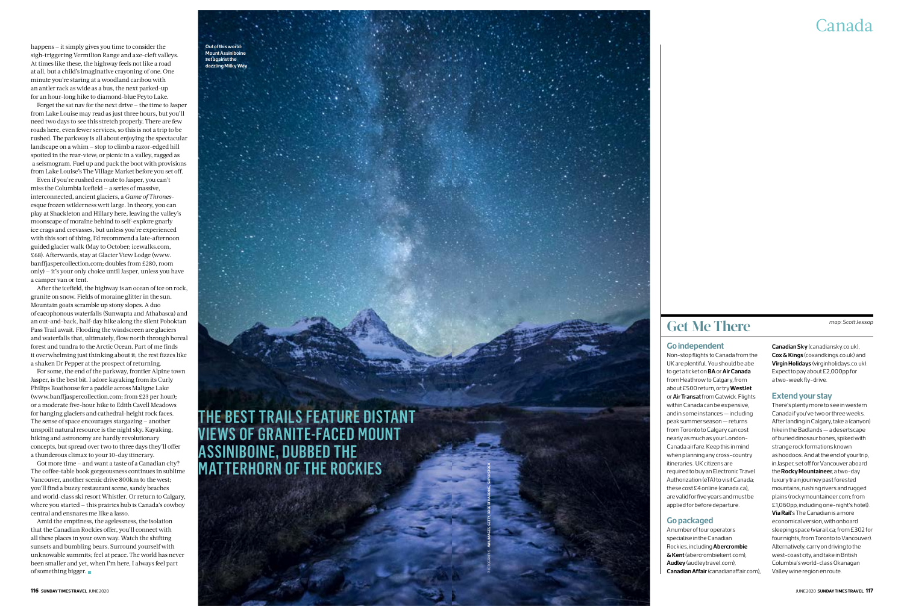happens – it simply gives you time to consider the sigh-triggering Vermilion Range and axe-cleft valleys. At times like these, the highway feels not like a road at all, but a child's imaginative crayoning of one. One minute you're staring at a woodland caribou with an antler rack as wide as a bus, the next parked-up for an hour-long hike to diamond-blue Peyto Lake.

Forget the sat nav for the next drive – the time to Jasper from Lake Louise may read as just three hours, but you'll need two days to see this stretch properly. There are few roads here, even fewer services, so this is not a trip to be rushed. The parkway is all about enjoying the spectacular landscape on a whim – stop to climb a razor-edged hill spotted in the rear-view; or picnic in a valley, ragged as a seismogram. Fuel up and pack the boot with provisions from Lake Louise's The Village Market before you set off.

Even if you're rushed en route to Jasper, you can't miss the Columbia Icefield – a series of massive, interconnected, ancient glaciers, a *Game of Thrones*-esque frozen wilderness writ large. In theory, you can play at Shackleton and Hillary here, leaving the valley's moonscape of moraine behind to self-explore gnarly ice crags and crevasses, but unless you're experienced with this sort of thing, I'd recommend a late-afternoon guided glacier walk (May to October; icewalks.com, £68). Afterwards, stay at Glacier View Lodge (www.banffjaspercollection.com; doubles from £280, room only) – it's your only choice until Jasper, unless you have a camper van or tent.

After the icefield, the highway is an ocean of ice on rock, granite on snow. Fields of moraine glitter in the sun. Mountain goats scramble up stony slopes. A duo of cacophonous waterfalls (Sunwapta and Athabasca) and an out-and-back, half-day hike along the silent Poboktan Pass Trail await. Flooding the windscreen are glaciers and waterfalls that, ultimately, flow north through boreal forest and tundra to the Arctic Ocean. Part of me finds it overwhelming just thinking about it; the rest fizzes like a shaken Dr Pepper at the prospect of returning.

For some, the end of the parkway, frontier Alpine town Jasper, is the best bit. I adore kayaking from its Curly Philips Boathouse for a paddle across Maligne Lake (www.banffjaspercollection.com; from £23 per hour); or a moderate five-hour hike to Edith Cavell Meadows for hanging glaciers and cathedral-height rock faces. The sense of space encourages stargazing – another unspoilt natural resource is the night sky. Kayaking, hiking and astronomy are hardly revolutionary concepts, but spread over two to three days they'll offer a thunderous climax to your 10-day itinerary.

Got more time – and want a taste of a Canadian city? The coffee-table book gorgeousness continues in sublime Vancouver, another scenic drive 800km to the west; you'll find a buzzy restaurant scene, sandy beaches and world-class ski resort Whistler. Or return to Calgary, where you started – this prairies hub is Canada's cowboy central and ensnares me like a lasso.

Amid the emptiness, the agelessness, the isolation that the Canadian Rockies offer, you'll connect with all these places in your own way. Watch the shifting sunsets and bumbling bears. Surround yourself with unknowable summits; feel at peace. The world has never been smaller and yet, when I'm here, I always feel part of something bigger.

Out of this world: Mount Assiniboine set against the dazzling Milky Way

THE BEST TRAILS FEATURE DISTANT VIEWS OF GRANITE-FACED MOUNT ASSINIBOINE, DUBBED THE MATTERHORN OF THE ROCKIES

PHOTOGRAPHS: AWL IMAGES, GETTY, ROBERT HARDING, SUPERSTOCK

## Get Me There

*map: Scott Jessop*

### Go independent

Non-stop flights to Canada from the UK are plentiful. You should be abe to get a ticket on **BA** or **Air Canada** from Heathrow to Calgary, from about £500 return, or try **WestJet** or **Air Transat** from Gatwick. Flights within Canada can be expensive, and in some instances — including peak summer season — returns from Toronto to Calgary can cost nearly as much as your London-Canada airfare. Keep this in mind when planning any cross-country itineraries. UK citizens are required to buy an Electronic Travel Authorization (eTA) to visit Canada; these cost £4 online (canada.ca), are valid for five years and must be applied for before departure.

### Go packaged

A number of tour operators specialise in the Canadian Rockies, including **Abercrombie & Kent** (abercrombiekent.com), **Audley** (audleytravel.com), **Canadian Affair** (canadianaffair.com), **Canadian Sky** (canadiansky.co.uk), **Cox & Kings** (coxandkings.co.uk) and **Virgin Holidays** (virginholidays.co.uk). Expect to pay about £2,000pp for a two-week fly-drive.

### Extend your stay

There's plenty more to see in western Canada if you've two or three weeks. After landing in Calgary, take a (canyon) hike in the Badlands — a desertscape of buried dinosaur bones, spiked with strange rock formations known as hoodoos. And at the end of your trip, in Jasper, set off for Vancouver aboard the **Rocky Mountaineer**, a two-day luxury train journey past forested mountains, rushing rivers and rugged plains (rockymountaineer.com; from £1,060pp, including one-night's hotel). **Via Rail**'s The Canadian is a more economical version, with onboard sleeping space (viarail.ca; from £302 for four nights, from Toronto to Vancouver). Alternatively, carry on driving to the west-coast city, and take in British Columbia's world-class Okanagan Valley wine region en route.